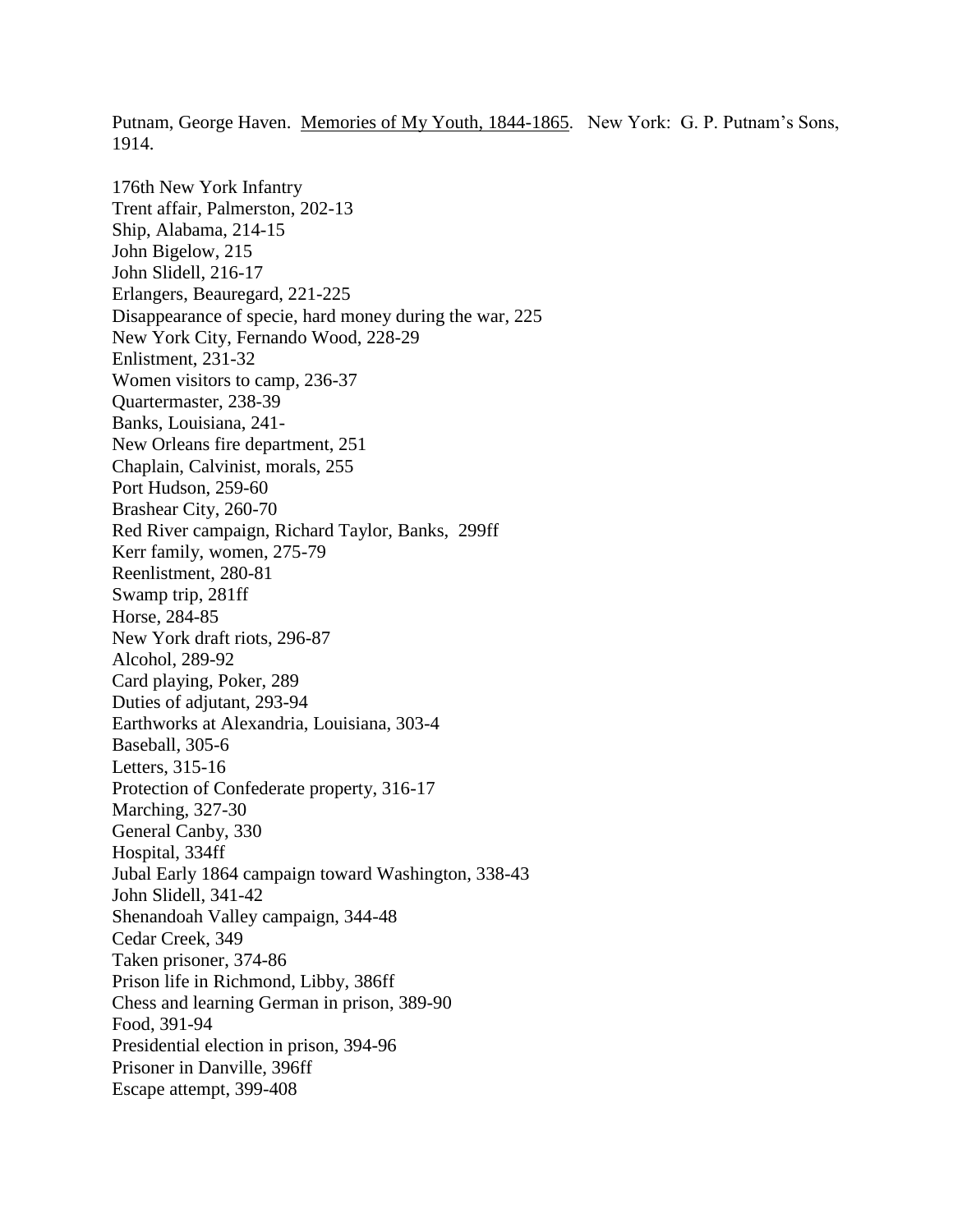Putnam, George Haven. Memories of My Youth, 1844-1865. New York: G. P. Putnam's Sons, 1914.

176th New York Infantry
Trent affair, Palmerston, 202-13
Ship, Alabama, 214-15
John Bigelow, 215
John Slidell, 216-17
Erlangers, Beauregard, 221-225
Disappearance of specie, hard money during the war, 225
New York City, Fernando Wood, 228-29
Enlistment, 231-32
Women visitors to camp, 236-37
Quartermaster, 238-39
Banks, Louisiana, 241-
New Orleans fire department, 251
Chaplain, Calvinist, morals, 255
Port Hudson, 259-60
Brashear City, 260-70
Red River campaign, Richard Taylor, Banks, 299ff
Kerr family, women, 275-79
Reenlistment, 280-81
Swamp trip, 281ff
Horse, 284-85
New York draft riots, 296-87
Alcohol, 289-92
Card playing, Poker, 289
Duties of adjutant, 293-94
Earthworks at Alexandria, Louisiana, 303-4
Baseball, 305-6
Letters, 315-16
Protection of Confederate property, 316-17
Marching, 327-30
General Canby, 330
Hospital, 334ff
Jubal Early 1864 campaign toward Washington, 338-43
John Slidell, 341-42
Shenandoah Valley campaign, 344-48
Cedar Creek, 349
Taken prisoner, 374-86
Prison life in Richmond, Libby, 386ff
Chess and learning German in prison, 389-90
Food, 391-94
Presidential election in prison, 394-96
Prisoner in Danville, 396ff
Escape attempt, 399-408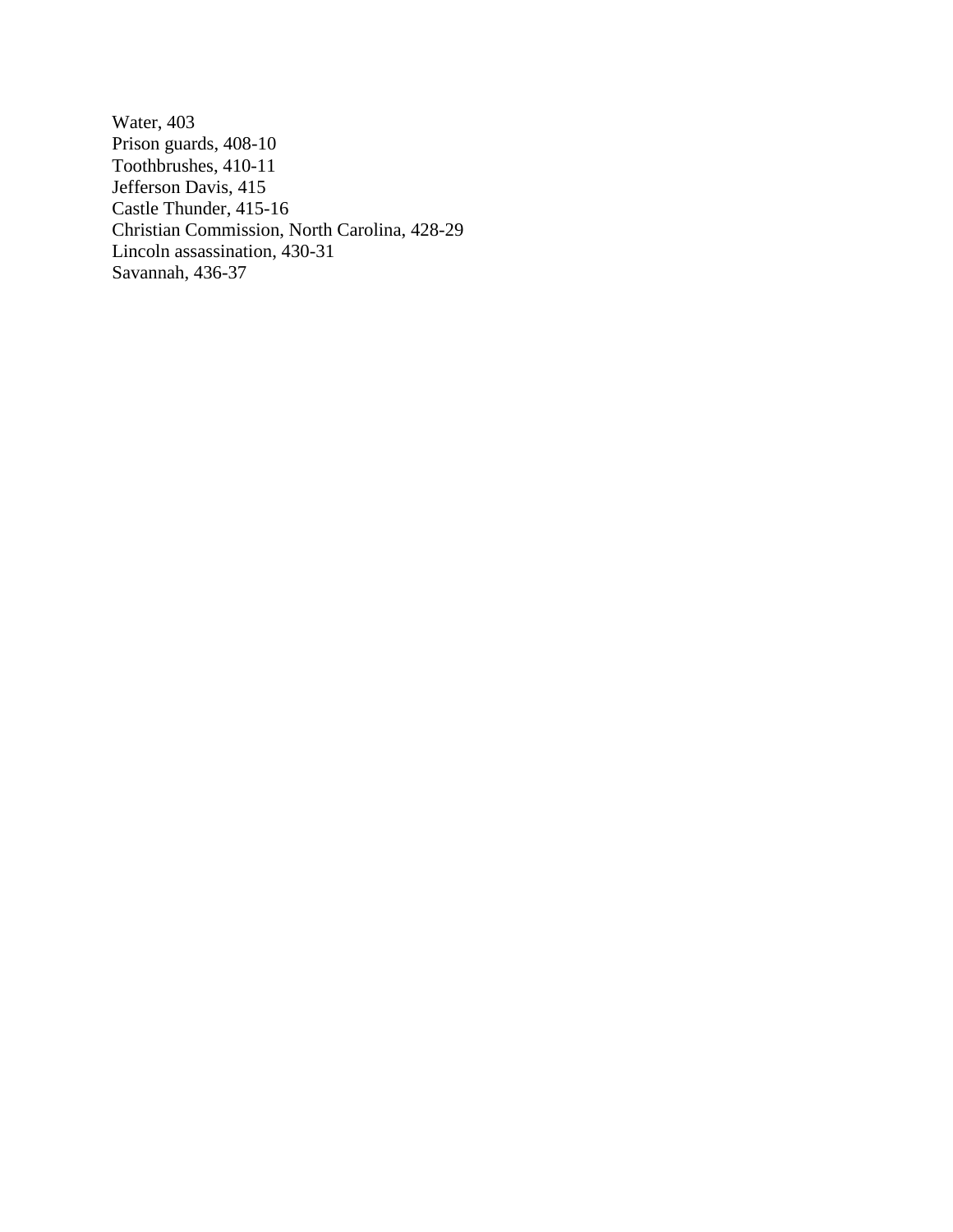Water, 403
Prison guards, 408-10
Toothbrushes, 410-11
Jefferson Davis, 415
Castle Thunder, 415-16
Christian Commission, North Carolina, 428-29
Lincoln assassination, 430-31
Savannah, 436-37